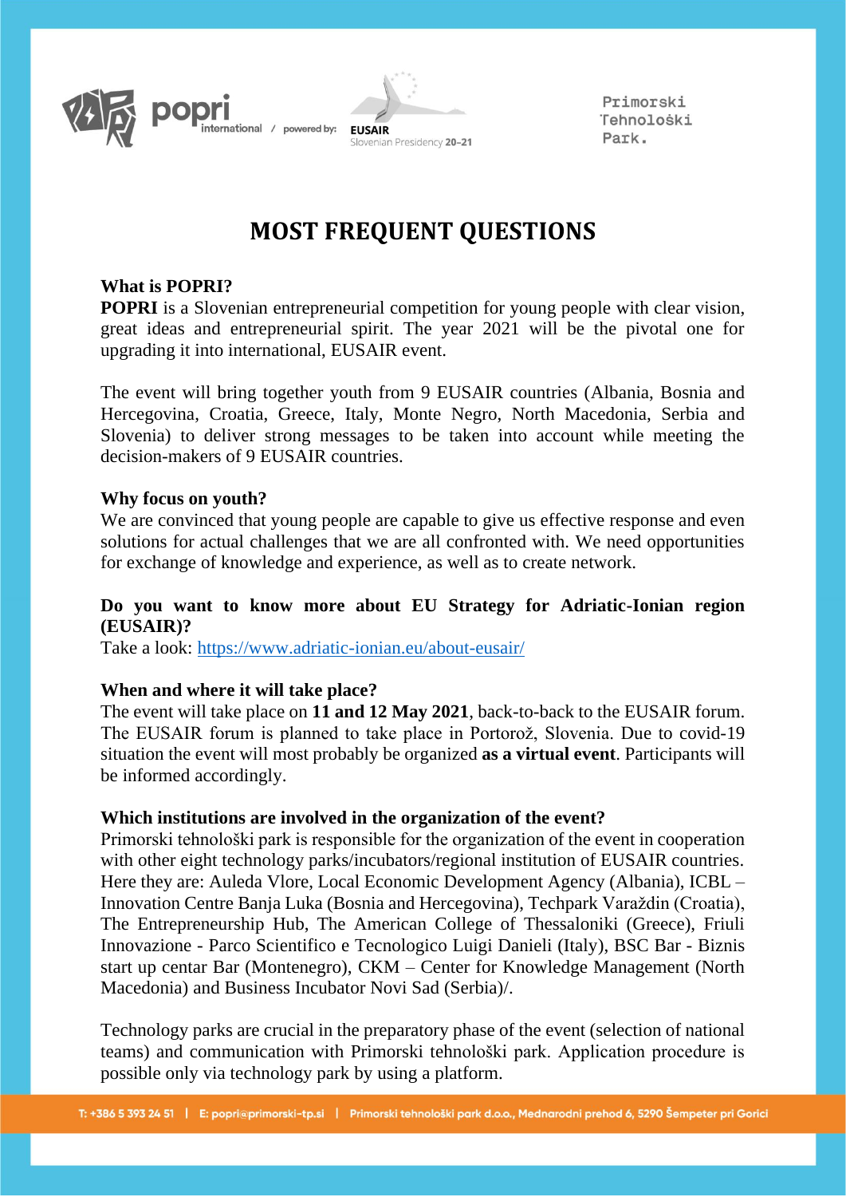# MOST FREQUENT QUESTIONS

**What is POPRI?**

**POPRI** is a Slovenian entrepreneurial competition for young people with clear vision, great ideas and entrepreneurial spirit. The year 2021 will be the pivotal one for upgrading it into international, EUSAIR event.

The event will bring together youth from 9 EUSAIR countries (Albania, Bosnia and Hercegovina, Croatia, Greece, Italy, Monte Negro, North Macedonia, Serbia and Slovenia) to deliver strong messages to be taken into account while meeting the decision-makers of 9 EUSAIR countries.

**Why focus on youth?**

We are convinced that young people are capable to give us effective response and even solutions for actual challenges that we are all confronted with. We need opportunities for exchange of knowledge and experience, as well as to create network.

**Do you want to know more about EU Strategy for Adriatic-Ionian region (EUSAIR)?**

Take a look: https://www.adriatic-ionian.eu/about-eusair/

**When and where it will take place?**

The event will take place on **11 and 12 May 2021**, back-to-back to the EUSAIR forum. The EUSAIR forum is planned to take place in Portorož, Slovenia. Due to covid-19 situation the event will most probably be organized **as a virtual event**. Participants will be informed accordingly.

**Which institutions are involved in the organization of the event?**

Primorski tehnološki park is responsible for the organization of the event in cooperation with other eight technology parks/incubators/regional institution of EUSAIR countries. Here they are: Auleda Vlore, Local Economic Development Agency (Albania), ICBL – Innovation Centre Banja Luka (Bosnia and Hercegovina), Techpark Varaždin (Croatia), The Entrepreneurship Hub, The American College of Thessaloniki (Greece), Friuli Innovazione - Parco Scientifico e Tecnologico Luigi Danieli (Italy), BSC Bar - Biznis start up centar Bar (Montenegro), CKM – Center for Knowledge Management (North Macedonia) and Business Incubator Novi Sad (Serbia)/.

Technology parks are crucial in the preparatory phase of the event (selection of national teams) and communication with Primorski tehnološki park. Application procedure is possible only via technology park by using a platform.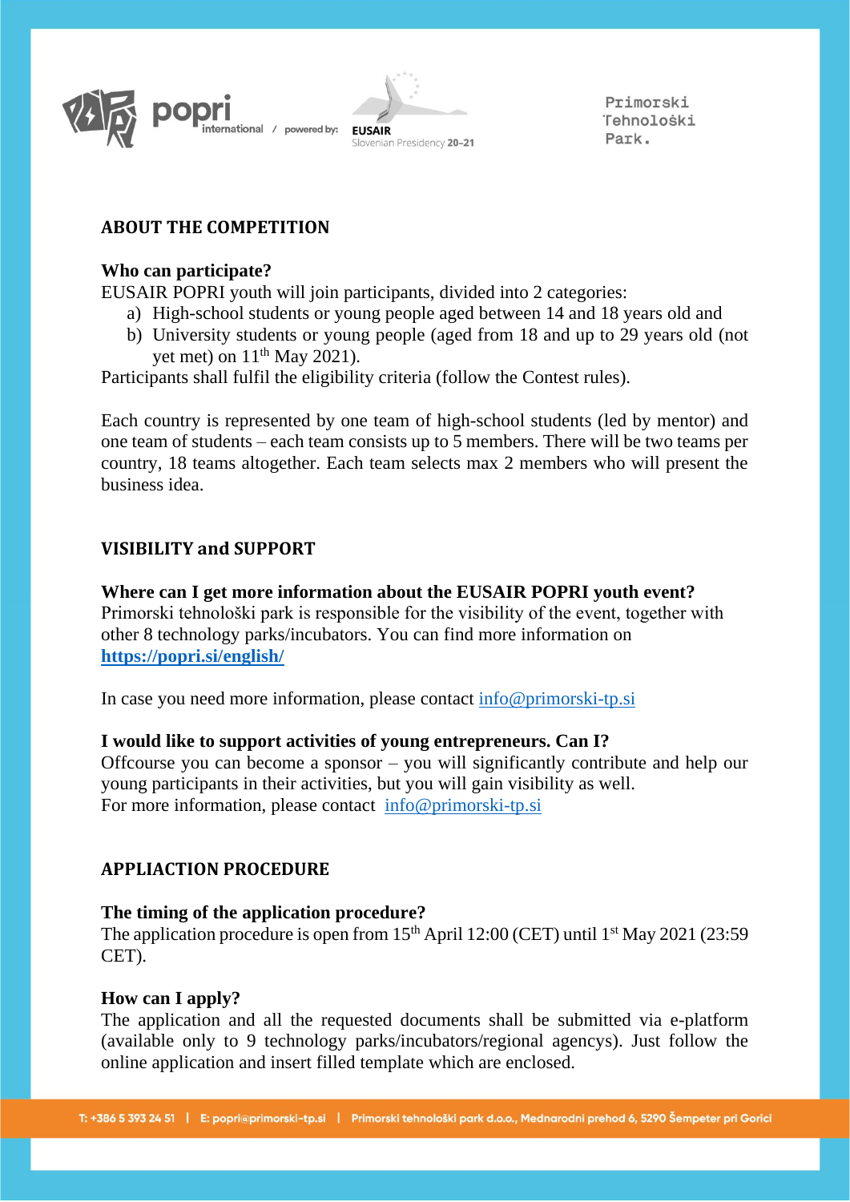## ABOUT THE COMPETITION

**Who can participate?**
EUSAIR POPRI youth will join participants, divided into 2 categories:

a) High-school students or young people aged between 14 and 18 years old and
b) University students or young people (aged from 18 and up to 29 years old (not yet met) on 11th May 2021).

Participants shall fulfil the eligibility criteria (follow the Contest rules).

Each country is represented by one team of high-school students (led by mentor) and one team of students – each team consists up to 5 members. There will be two teams per country, 18 teams altogether. Each team selects max 2 members who will present the business idea.

## VISIBILITY and SUPPORT

**Where can I get more information about the EUSAIR POPRI youth event?**
Primorski tehnološki park is responsible for the visibility of the event, together with other 8 technology parks/incubators. You can find more information on **https://popri.si/english/**

In case you need more information, please contact info@primorski-tp.si

**I would like to support activities of young entrepreneurs. Can I?**
Offcourse you can become a sponsor – you will significantly contribute and help our young participants in their activities, but you will gain visibility as well.
For more information, please contact info@primorski-tp.si

## APPLIACTION PROCEDURE

**The timing of the application procedure?**
The application procedure is open from 15th April 12:00 (CET) until 1st May 2021 (23:59 CET).

**How can I apply?**
The application and all the requested documents shall be submitted via e-platform (available only to 9 technology parks/incubators/regional agencys). Just follow the online application and insert filled template which are enclosed.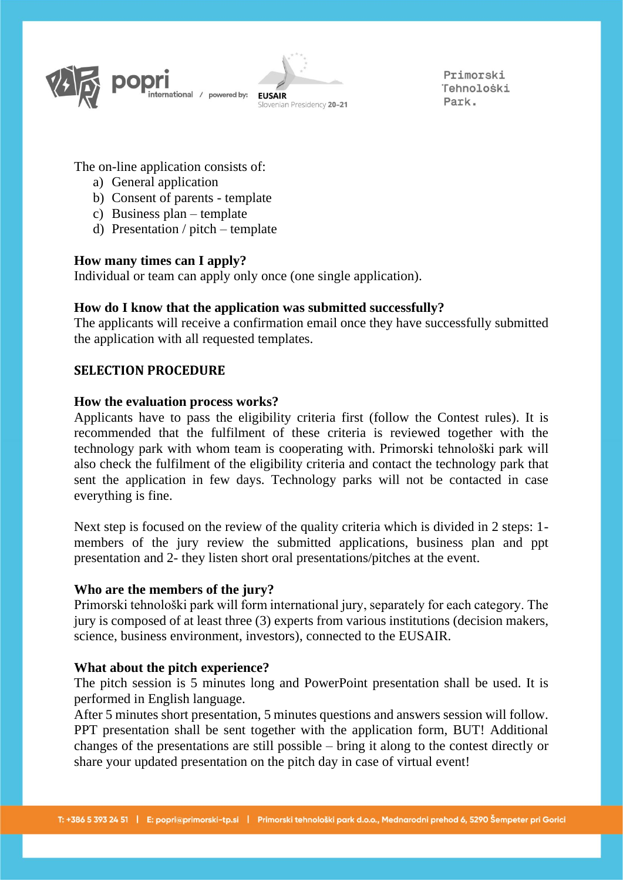The on-line application consists of:

a) General application
b) Consent of parents - template
c) Business plan – template
d) Presentation / pitch – template

**How many times can I apply?**
Individual or team can apply only once (one single application).

**How do I know that the application was submitted successfully?**
The applicants will receive a confirmation email once they have successfully submitted the application with all requested templates.

## SELECTION PROCEDURE

**How the evaluation process works?**
Applicants have to pass the eligibility criteria first (follow the Contest rules). It is recommended that the fulfilment of these criteria is reviewed together with the technology park with whom team is cooperating with. Primorski tehnološki park will also check the fulfilment of the eligibility criteria and contact the technology park that sent the application in few days. Technology parks will not be contacted in case everything is fine.

Next step is focused on the review of the quality criteria which is divided in 2 steps: 1- members of the jury review the submitted applications, business plan and ppt presentation and 2- they listen short oral presentations/pitches at the event.

**Who are the members of the jury?**
Primorski tehnološki park will form international jury, separately for each category. The jury is composed of at least three (3) experts from various institutions (decision makers, science, business environment, investors), connected to the EUSAIR.

**What about the pitch experience?**
The pitch session is 5 minutes long and PowerPoint presentation shall be used. It is performed in English language.
After 5 minutes short presentation, 5 minutes questions and answers session will follow. PPT presentation shall be sent together with the application form, BUT! Additional changes of the presentations are still possible – bring it along to the contest directly or share your updated presentation on the pitch day in case of virtual event!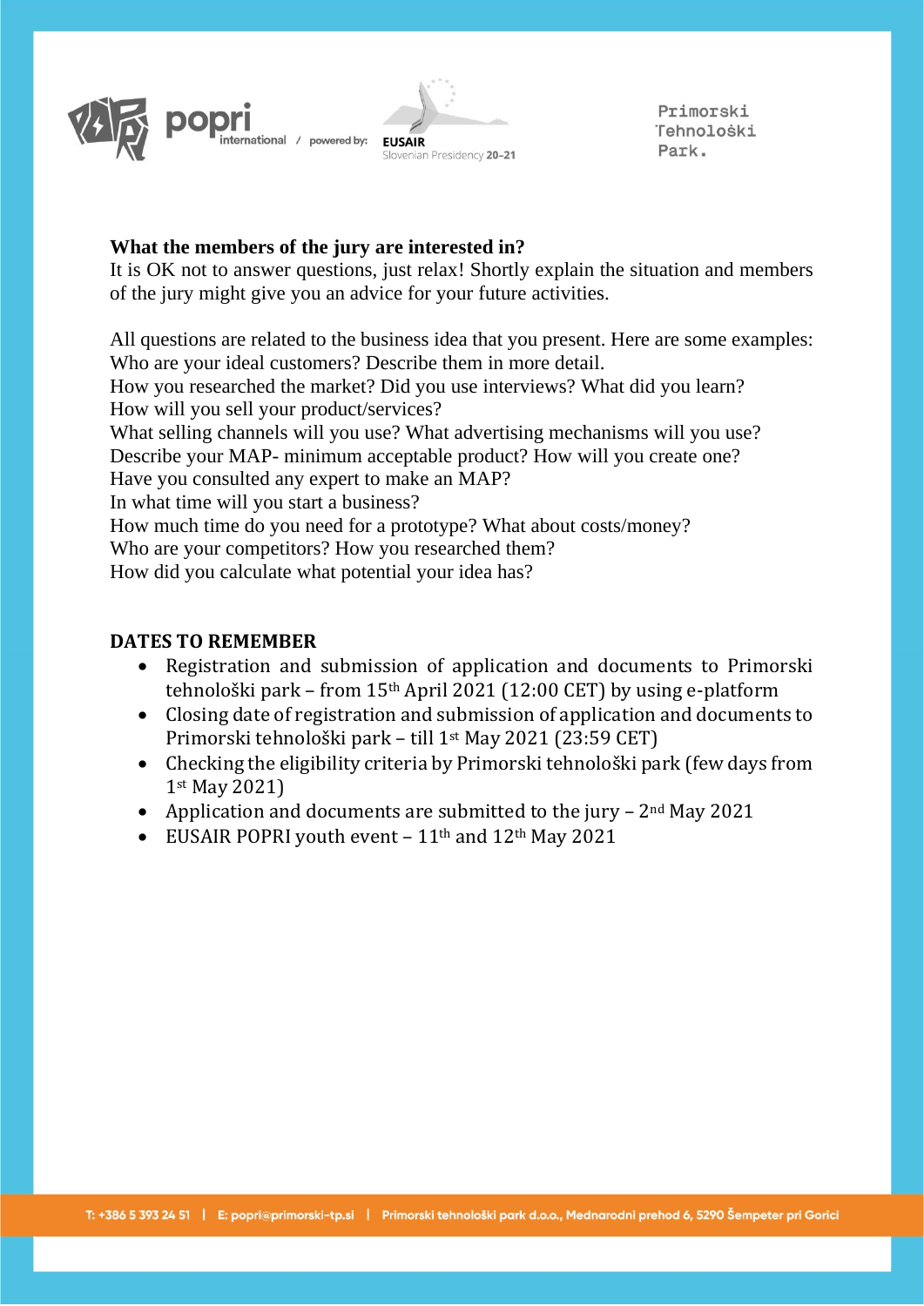**What the members of the jury are interested in?**

It is OK not to answer questions, just relax! Shortly explain the situation and members of the jury might give you an advice for your future activities.

All questions are related to the business idea that you present. Here are some examples:
Who are your ideal customers? Describe them in more detail.
How you researched the market? Did you use interviews? What did you learn?
How will you sell your product/services?
What selling channels will you use? What advertising mechanisms will you use?
Describe your MAP- minimum acceptable product? How will you create one?
Have you consulted any expert to make an MAP?
In what time will you start a business?
How much time do you need for a prototype? What about costs/money?
Who are your competitors? How you researched them?
How did you calculate what potential your idea has?

**DATES TO REMEMBER**

- Registration and submission of application and documents to Primorski tehnološki park – from 15th April 2021 (12:00 CET) by using e-platform
- Closing date of registration and submission of application and documents to Primorski tehnološki park – till 1st May 2021 (23:59 CET)
- Checking the eligibility criteria by Primorski tehnološki park (few days from 1st May 2021)
- Application and documents are submitted to the jury – 2nd May 2021
- EUSAIR POPRI youth event – 11th and 12th May 2021